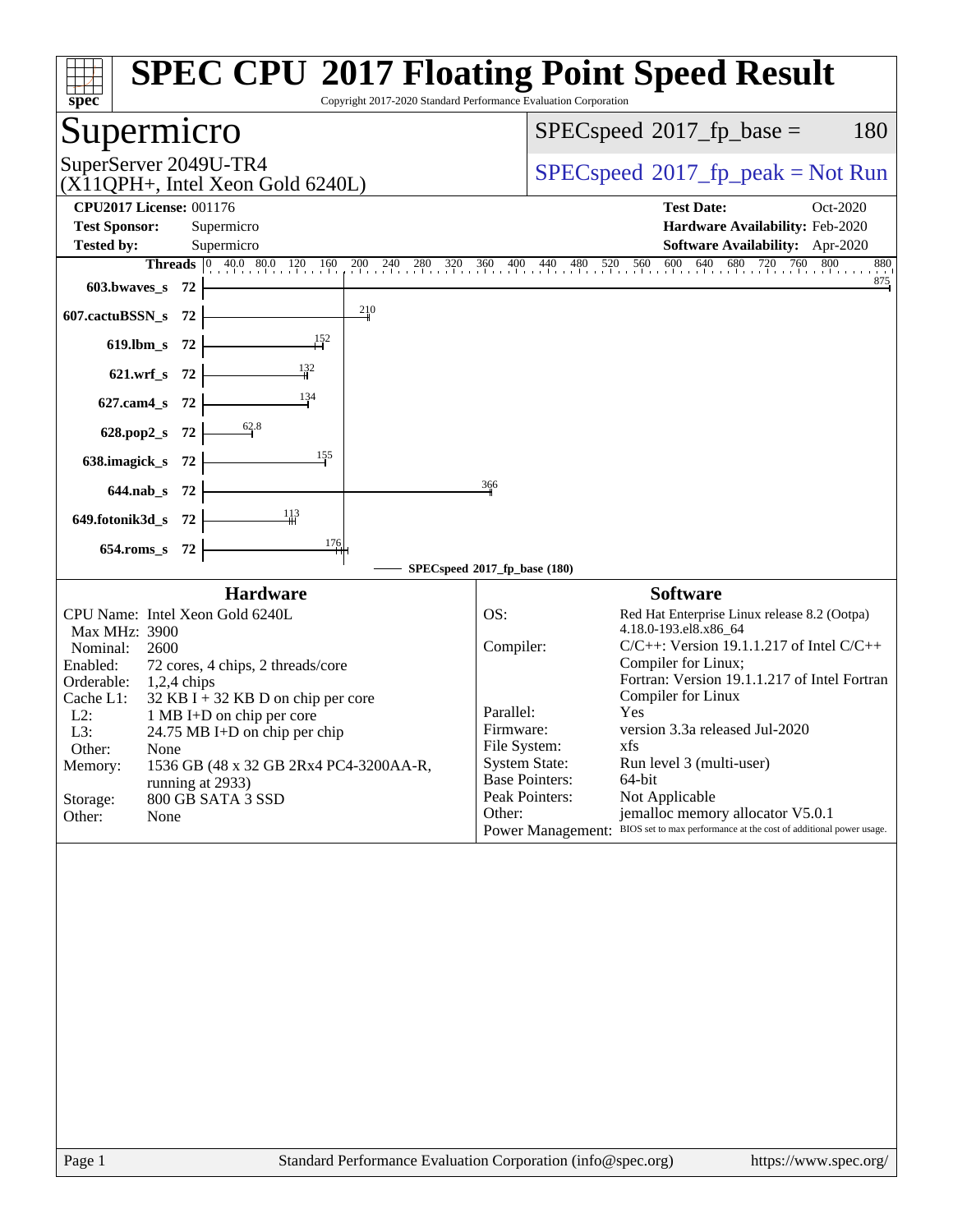# SPEC CPU 2017 Floating Point Speed Result

Copyright 2017-2020 Standard Performance Evaluation Corporation

## Supermicro

SuperServer 2049U-TR4
(X11QPH+, Intel Xeon Gold 6240L)

SPECspeed 2017_fp_base = 180

SPECspeed 2017_fp_peak = Not Run

**CPU2017 License:** 001176
**Test Sponsor:** Supermicro
**Tested by:** Supermicro

**Test Date:** Oct-2020
**Hardware Availability:** Feb-2020
**Software Availability:** Apr-2020

| Benchmark | Threads | SPECspeed 2017_fp_base |
|---|---|---|
| 603.bwaves_s | 72 | 875 |
| 607.cactuBSSN_s | 72 | 210 |
| 619.lbm_s | 72 | 152 |
| 621.wrf_s | 72 | 132 |
| 627.cam4_s | 72 | 134 |
| 628.pop2_s | 72 | 62.8 |
| 638.imagick_s | 72 | 155 |
| 644.nab_s | 72 | 366 |
| 649.fotonik3d_s | 72 | 113 |
| 654.roms_s | 72 | 176 |

SPECspeed 2017_fp_base (180)

### Hardware

CPU Name: Intel Xeon Gold 6240L
Max MHz: 3900
Nominal: 2600
Enabled: 72 cores, 4 chips, 2 threads/core
Orderable: 1,2,4 chips
Cache L1: 32 KB I + 32 KB D on chip per core
L2: 1 MB I+D on chip per core
L3: 24.75 MB I+D on chip per chip
Other: None
Memory: 1536 GB (48 x 32 GB 2Rx4 PC4-3200AA-R, running at 2933)
Storage: 800 GB SATA 3 SSD
Other: None

### Software

OS: Red Hat Enterprise Linux release 8.2 (Ootpa) 4.18.0-193.el8.x86_64
Compiler: C/C++: Version 19.1.1.217 of Intel C/C++ Compiler for Linux; Fortran: Version 19.1.1.217 of Intel Fortran Compiler for Linux
Parallel: Yes
Firmware: version 3.3a released Jul-2020
File System: xfs
System State: Run level 3 (multi-user)
Base Pointers: 64-bit
Peak Pointers: Not Applicable
Other: jemalloc memory allocator V5.0.1
Power Management: BIOS set to max performance at the cost of additional power usage.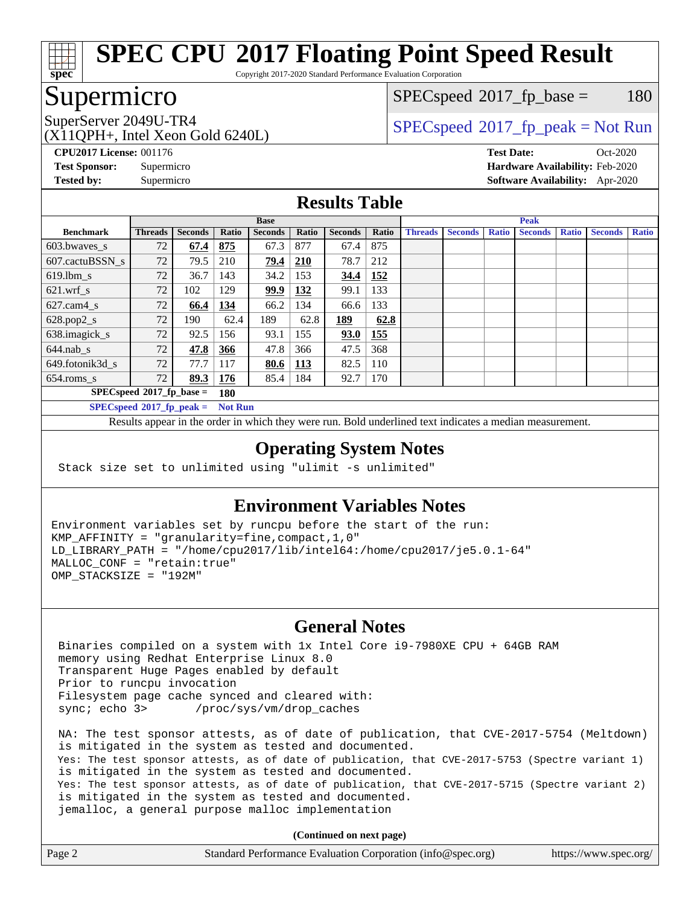# SPEC CPU 2017 Floating Point Speed Result

Copyright 2017-2020 Standard Performance Evaluation Corporation

## Supermicro

SuperServer 2049U-TR4
(X11QPH+, Intel Xeon Gold 6240L)

SPECspeed 2017_fp_base = 180

SPECspeed 2017_fp_peak = Not Run

**CPU2017 License:** 001176
**Test Sponsor:** Supermicro
**Tested by:** Supermicro

**Test Date:** Oct-2020
**Hardware Availability:** Feb-2020
**Software Availability:** Apr-2020

## Results Table

| | Base | | | | | | | Peak | | | | | | |
|---|---|---|---|---|---|---|---|---|---|---|---|---|---|---|
| **Benchmark** | **Threads** | **Seconds** | **Ratio** | **Seconds** | **Ratio** | **Seconds** | **Ratio** | **Threads** | **Seconds** | **Ratio** | **Seconds** | **Ratio** | **Seconds** | **Ratio** |
| 603.bwaves_s | 72 | **67.4** | **875** | 67.3 | 877 | 67.4 | 875 | | | | | | | |
| 607.cactuBSSN_s | 72 | 79.5 | 210 | **79.4** | **210** | 78.7 | 212 | | | | | | | |
| 619.lbm_s | 72 | 36.7 | 143 | 34.2 | 153 | **34.4** | **152** | | | | | | | |
| 621.wrf_s | 72 | 102 | 129 | **99.9** | **132** | 99.1 | 133 | | | | | | | |
| 627.cam4_s | 72 | **66.4** | **134** | 66.2 | 134 | 66.6 | 133 | | | | | | | |
| 628.pop2_s | 72 | 190 | 62.4 | 189 | 62.8 | **189** | **62.8** | | | | | | | |
| 638.imagick_s | 72 | 92.5 | 156 | 93.1 | 155 | **93.0** | **155** | | | | | | | |
| 644.nab_s | 72 | **47.8** | **366** | 47.8 | 366 | 47.5 | 368 | | | | | | | |
| 649.fotonik3d_s | 72 | 77.7 | 117 | **80.6** | **113** | 82.5 | 110 | | | | | | | |
| 654.roms_s | 72 | **89.3** | **176** | 85.4 | 184 | 92.7 | 170 | | | | | | | |

**SPECspeed 2017_fp_base = 180**

**SPECspeed 2017_fp_peak = Not Run**

Results appear in the order in which they were run. Bold underlined text indicates a median measurement.

## Operating System Notes

```
Stack size set to unlimited using "ulimit -s unlimited"
```

## Environment Variables Notes

```
Environment variables set by runcpu before the start of the run:
KMP_AFFINITY = "granularity=fine,compact,1,0"
LD_LIBRARY_PATH = "/home/cpu2017/lib/intel64:/home/cpu2017/je5.0.1-64"
MALLOC_CONF = "retain:true"
OMP_STACKSIZE = "192M"
```

## General Notes

```
Binaries compiled on a system with 1x Intel Core i9-7980XE CPU + 64GB RAM
memory using Redhat Enterprise Linux 8.0
Transparent Huge Pages enabled by default
Prior to runcpu invocation
Filesystem page cache synced and cleared with:
sync; echo 3>       /proc/sys/vm/drop_caches

NA: The test sponsor attests, as of date of publication, that CVE-2017-5754 (Meltdown)
is mitigated in the system as tested and documented.
Yes: The test sponsor attests, as of date of publication, that CVE-2017-5753 (Spectre variant 1)
is mitigated in the system as tested and documented.
Yes: The test sponsor attests, as of date of publication, that CVE-2017-5715 (Spectre variant 2)
is mitigated in the system as tested and documented.
jemalloc, a general purpose malloc implementation
```

**(Continued on next page)**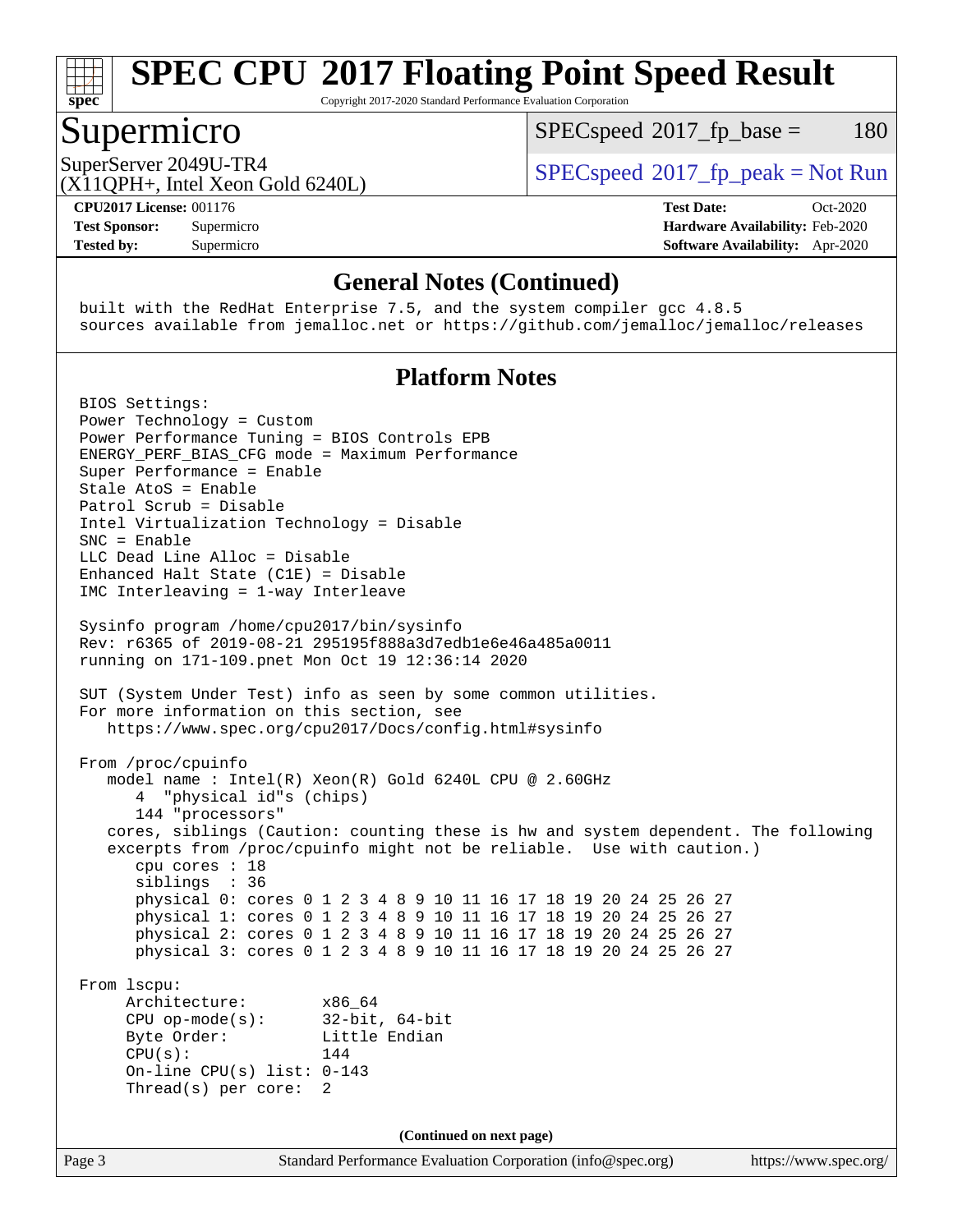# SPEC CPU 2017 Floating Point Speed Result

Copyright 2017-2020 Standard Performance Evaluation Corporation

## Supermicro

SuperServer 2049U-TR4
(X11QPH+, Intel Xeon Gold 6240L)

SPECspeed 2017_fp_base = 180

SPECspeed 2017_fp_peak = Not Run

**CPU2017 License:** 001176
**Test Sponsor:** Supermicro
**Tested by:** Supermicro

**Test Date:** Oct-2020
**Hardware Availability:** Feb-2020
**Software Availability:** Apr-2020

### General Notes (Continued)

```
built with the RedHat Enterprise 7.5, and the system compiler gcc 4.8.5
sources available from jemalloc.net or https://github.com/jemalloc/jemalloc/releases
```

### Platform Notes

```
BIOS Settings:
Power Technology = Custom
Power Performance Tuning = BIOS Controls EPB
ENERGY_PERF_BIAS_CFG mode = Maximum Performance
Super Performance = Enable
Stale AtoS = Enable
Patrol Scrub = Disable
Intel Virtualization Technology = Disable
SNC = Enable
LLC Dead Line Alloc = Disable
Enhanced Halt State (C1E) = Disable
IMC Interleaving = 1-way Interleave

Sysinfo program /home/cpu2017/bin/sysinfo
Rev: r6365 of 2019-08-21 295195f888a3d7edb1e6e46a485a0011
running on 171-109.pnet Mon Oct 19 12:36:14 2020

SUT (System Under Test) info as seen by some common utilities.
For more information on this section, see
   https://www.spec.org/cpu2017/Docs/config.html#sysinfo

From /proc/cpuinfo
   model name : Intel(R) Xeon(R) Gold 6240L CPU @ 2.60GHz
      4  "physical id"s (chips)
      144 "processors"
   cores, siblings (Caution: counting these is hw and system dependent. The following
   excerpts from /proc/cpuinfo might not be reliable.  Use with caution.)
      cpu cores : 18
      siblings  : 36
      physical 0: cores 0 1 2 3 4 8 9 10 11 16 17 18 19 20 24 25 26 27
      physical 1: cores 0 1 2 3 4 8 9 10 11 16 17 18 19 20 24 25 26 27
      physical 2: cores 0 1 2 3 4 8 9 10 11 16 17 18 19 20 24 25 26 27
      physical 3: cores 0 1 2 3 4 8 9 10 11 16 17 18 19 20 24 25 26 27

From lscpu:
     Architecture:        x86_64
     CPU op-mode(s):      32-bit, 64-bit
     Byte Order:          Little Endian
     CPU(s):              144
     On-line CPU(s) list: 0-143
     Thread(s) per core:  2
```

(Continued on next page)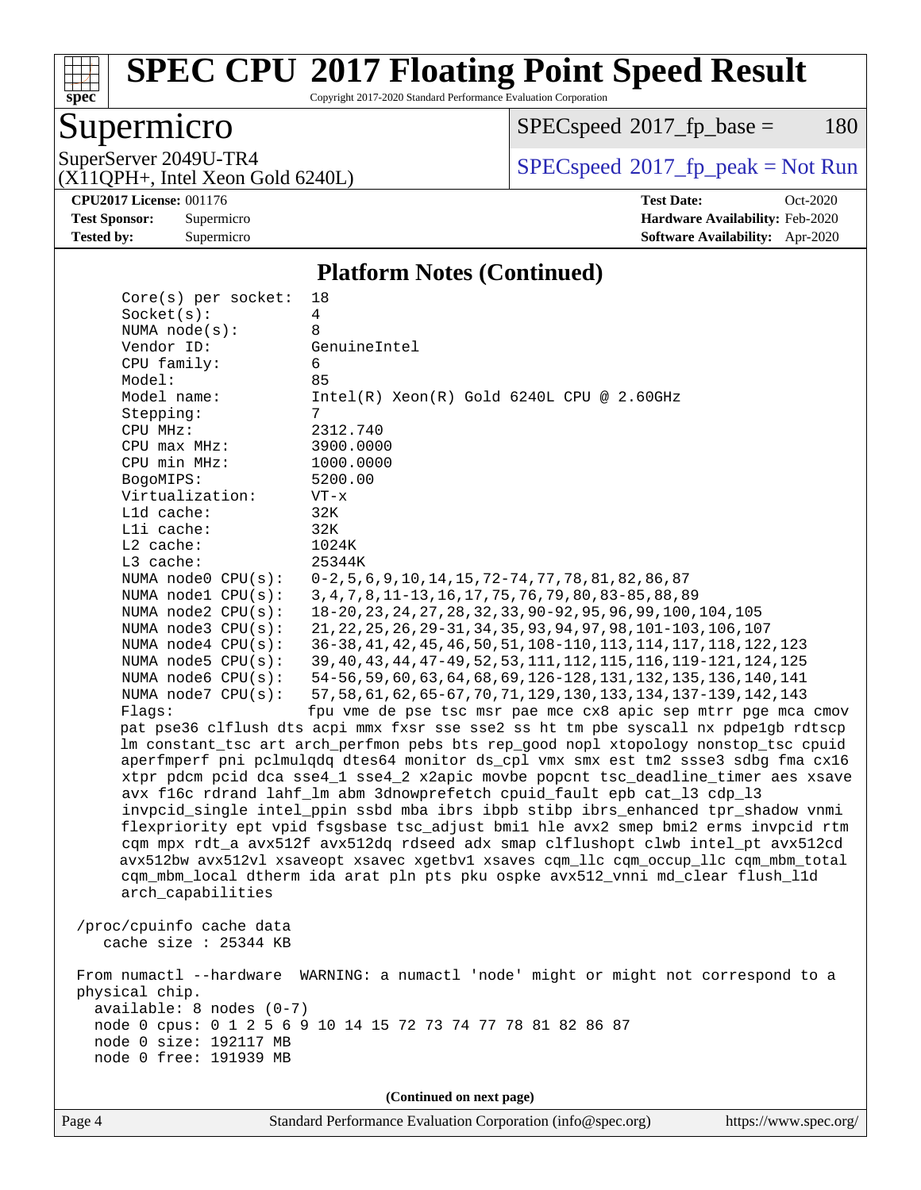# SPEC CPU 2017 Floating Point Speed Result

Copyright 2017-2020 Standard Performance Evaluation Corporation

## Supermicro

SuperServer 2049U-TR4
(X11QPH+, Intel Xeon Gold 6240L)

SPECspeed 2017_fp_base = 180

SPECspeed 2017_fp_peak = Not Run

**CPU2017 License:** 001176
**Test Sponsor:** Supermicro
**Tested by:** Supermicro

**Test Date:** Oct-2020
**Hardware Availability:** Feb-2020
**Software Availability:** Apr-2020

### Platform Notes (Continued)

```
    Core(s) per socket:  18
    Socket(s):           4
    NUMA node(s):        8
    Vendor ID:           GenuineIntel
    CPU family:          6
    Model:               85
    Model name:          Intel(R) Xeon(R) Gold 6240L CPU @ 2.60GHz
    Stepping:            7
    CPU MHz:             2312.740
    CPU max MHz:         3900.0000
    CPU min MHz:         1000.0000
    BogoMIPS:            5200.00
    Virtualization:      VT-x
    L1d cache:           32K
    L1i cache:           32K
    L2 cache:            1024K
    L3 cache:            25344K
    NUMA node0 CPU(s):   0-2,5,6,9,10,14,15,72-74,77,78,81,82,86,87
    NUMA node1 CPU(s):   3,4,7,8,11-13,16,17,75,76,79,80,83-85,88,89
    NUMA node2 CPU(s):   18-20,23,24,27,28,32,33,90-92,95,96,99,100,104,105
    NUMA node3 CPU(s):   21,22,25,26,29-31,34,35,93,94,97,98,101-103,106,107
    NUMA node4 CPU(s):   36-38,41,42,45,46,50,51,108-110,113,114,117,118,122,123
    NUMA node5 CPU(s):   39,40,43,44,47-49,52,53,111,112,115,116,119-121,124,125
    NUMA node6 CPU(s):   54-56,59,60,63,64,68,69,126-128,131,132,135,136,140,141
    NUMA node7 CPU(s):   57,58,61,62,65-67,70,71,129,130,133,134,137-139,142,143
    Flags:               fpu vme de pse tsc msr pae mce cx8 apic sep mtrr pge mca cmov
    pat pse36 clflush dts acpi mmx fxsr sse sse2 ss ht tm pbe syscall nx pdpe1gb rdtscp
    lm constant_tsc art arch_perfmon pebs bts rep_good nopl xtopology nonstop_tsc cpuid
    aperfmperf pni pclmulqdq dtes64 monitor ds_cpl vmx smx est tm2 ssse3 sdbg fma cx16
    xtpr pdcm pcid dca sse4_1 sse4_2 x2apic movbe popcnt tsc_deadline_timer aes xsave
    avx f16c rdrand lahf_lm abm 3dnowprefetch cpuid_fault epb cat_l3 cdp_l3
    invpcid_single intel_ppin ssbd mba ibrs ibpb stibp ibrs_enhanced tpr_shadow vnmi
    flexpriority ept vpid fsgsbase tsc_adjust bmi1 hle avx2 smep bmi2 erms invpcid rtm
    cqm mpx rdt_a avx512f avx512dq rdseed adx smap clflushopt clwb intel_pt avx512cd
    avx512bw avx512vl xsaveopt xsavec xgetbv1 xsaves cqm_llc cqm_occup_llc cqm_mbm_total
    cqm_mbm_local dtherm ida arat pln pts pku ospke avx512_vnni md_clear flush_l1d
    arch_capabilities

 /proc/cpuinfo cache data
    cache size : 25344 KB

 From numactl --hardware  WARNING: a numactl 'node' might or might not correspond to a
 physical chip.
   available: 8 nodes (0-7)
   node 0 cpus: 0 1 2 5 6 9 10 14 15 72 73 74 77 78 81 82 86 87
   node 0 size: 192117 MB
   node 0 free: 191939 MB
```

(Continued on next page)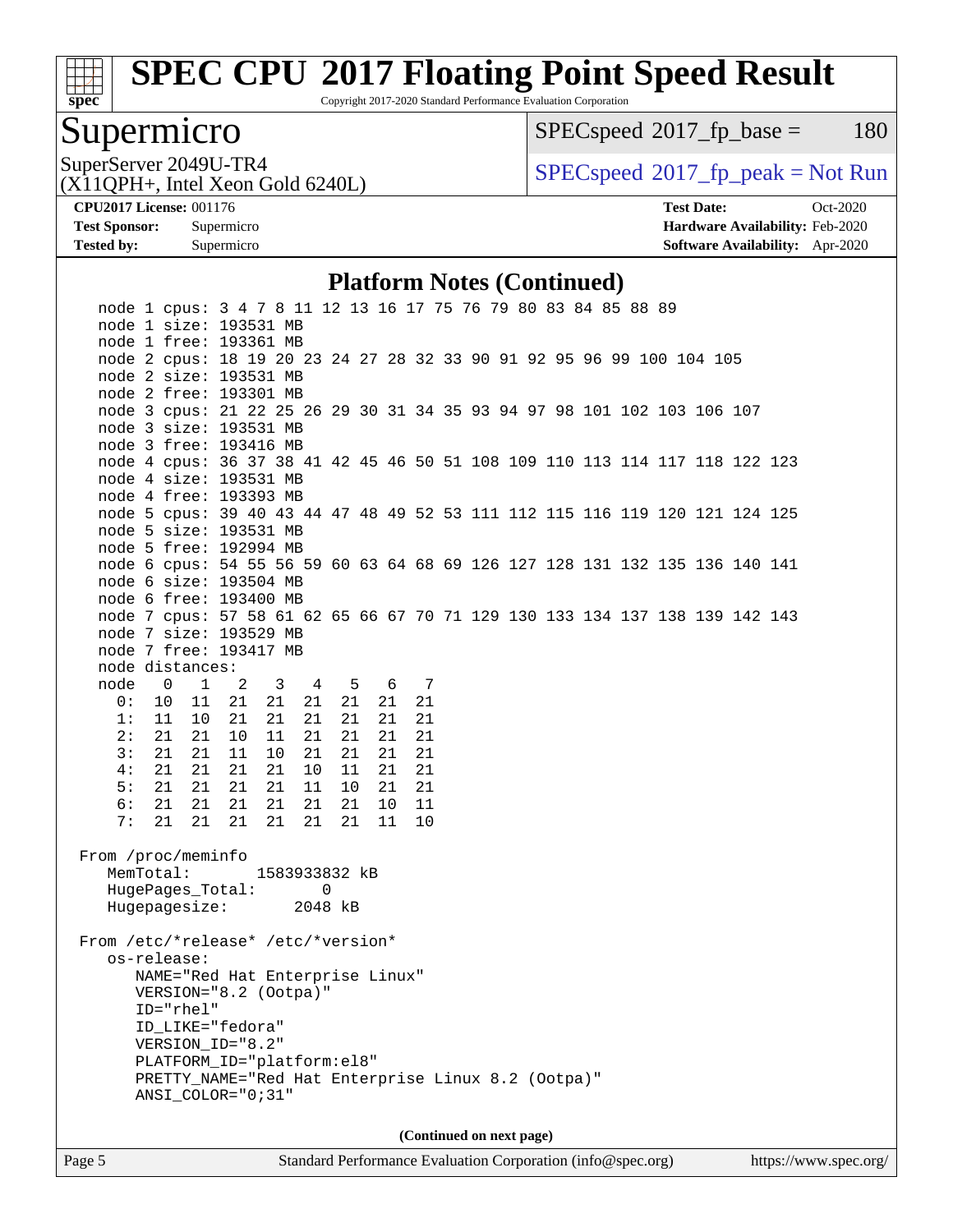# SPEC CPU 2017 Floating Point Speed Result

Copyright 2017-2020 Standard Performance Evaluation Corporation

## Supermicro

SuperServer 2049U-TR4
(X11QPH+, Intel Xeon Gold 6240L)

SPECspeed 2017_fp_base = 180

SPECspeed 2017_fp_peak = Not Run

**CPU2017 License:** 001176
**Test Sponsor:** Supermicro
**Tested by:** Supermicro

**Test Date:** Oct-2020
**Hardware Availability:** Feb-2020
**Software Availability:** Apr-2020

### Platform Notes (Continued)

```
    node 1 cpus: 3 4 7 8 11 12 13 16 17 75 76 79 80 83 84 85 88 89
    node 1 size: 193531 MB
    node 1 free: 193361 MB
    node 2 cpus: 18 19 20 23 24 27 28 32 33 90 91 92 95 96 99 100 104 105
    node 2 size: 193531 MB
    node 2 free: 193301 MB
    node 3 cpus: 21 22 25 26 29 30 31 34 35 93 94 97 98 101 102 103 106 107
    node 3 size: 193531 MB
    node 3 free: 193416 MB
    node 4 cpus: 36 37 38 41 42 45 46 50 51 108 109 110 113 114 117 118 122 123
    node 4 size: 193531 MB
    node 4 free: 193393 MB
    node 5 cpus: 39 40 43 44 47 48 49 52 53 111 112 115 116 119 120 121 124 125
    node 5 size: 193531 MB
    node 5 free: 192994 MB
    node 6 cpus: 54 55 56 59 60 63 64 68 69 126 127 128 131 132 135 136 140 141
    node 6 size: 193504 MB
    node 6 free: 193400 MB
    node 7 cpus: 57 58 61 62 65 66 67 70 71 129 130 133 134 137 138 139 142 143
    node 7 size: 193529 MB
    node 7 free: 193417 MB
    node distances:
    node   0   1   2   3   4   5   6   7
      0:  10  11  21  21  21  21  21  21
      1:  11  10  21  21  21  21  21  21
      2:  21  21  10  11  21  21  21  21
      3:  21  21  11  10  21  21  21  21
      4:  21  21  21  21  10  11  21  21
      5:  21  21  21  21  11  10  21  21
      6:  21  21  21  21  21  21  10  11
      7:  21  21  21  21  21  21  11  10

 From /proc/meminfo
    MemTotal:       1583933832 kB
    HugePages_Total:       0
    Hugepagesize:       2048 kB

 From /etc/*release* /etc/*version*
    os-release:
       NAME="Red Hat Enterprise Linux"
       VERSION="8.2 (Ootpa)"
       ID="rhel"
       ID_LIKE="fedora"
       VERSION_ID="8.2"
       PLATFORM_ID="platform:el8"
       PRETTY_NAME="Red Hat Enterprise Linux 8.2 (Ootpa)"
       ANSI_COLOR="0;31"
```

(Continued on next page)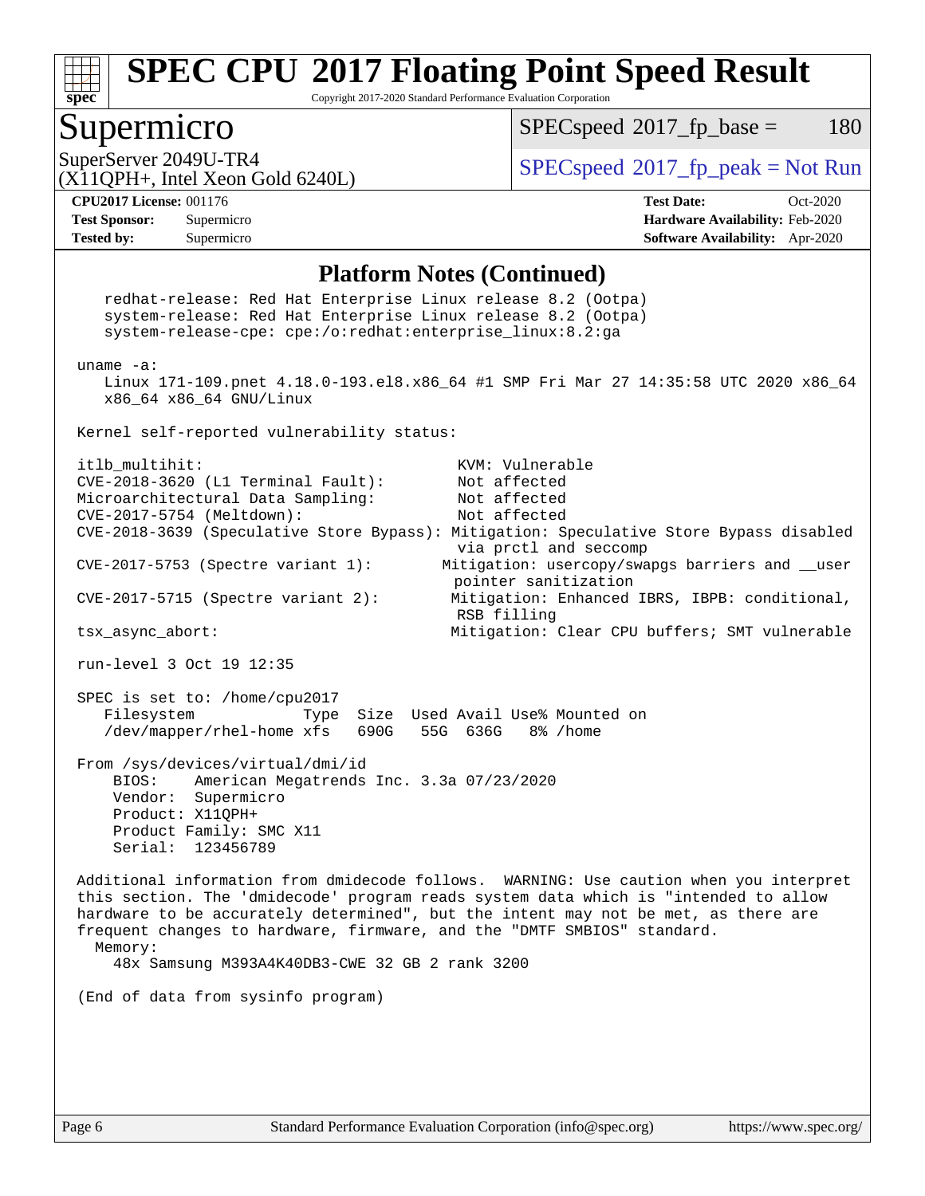# SPEC CPU 2017 Floating Point Speed Result

Copyright 2017-2020 Standard Performance Evaluation Corporation

## Supermicro

SuperServer 2049U-TR4
(X11QPH+, Intel Xeon Gold 6240L)

SPECspeed 2017_fp_base = 180

SPECspeed 2017_fp_peak = Not Run

**CPU2017 License:** 001176
**Test Sponsor:** Supermicro
**Tested by:** Supermicro

**Test Date:** Oct-2020
**Hardware Availability:** Feb-2020
**Software Availability:** Apr-2020

### Platform Notes (Continued)

```
    redhat-release: Red Hat Enterprise Linux release 8.2 (Ootpa)
    system-release: Red Hat Enterprise Linux release 8.2 (Ootpa)
    system-release-cpe: cpe:/o:redhat:enterprise_linux:8.2:ga

 uname -a:
    Linux 171-109.pnet 4.18.0-193.el8.x86_64 #1 SMP Fri Mar 27 14:35:58 UTC 2020 x86_64
    x86_64 x86_64 GNU/Linux

 Kernel self-reported vulnerability status:

 itlb_multihit:                                   KVM: Vulnerable
 CVE-2018-3620 (L1 Terminal Fault):               Not affected
 Microarchitectural Data Sampling:                Not affected
 CVE-2017-5754 (Meltdown):                        Not affected
 CVE-2018-3639 (Speculative Store Bypass): Mitigation: Speculative Store Bypass disabled
                                                  via prctl and seccomp
 CVE-2017-5753 (Spectre variant 1):             Mitigation: usercopy/swapgs barriers and __user
                                                  pointer sanitization
 CVE-2017-5715 (Spectre variant 2):              Mitigation: Enhanced IBRS, IBPB: conditional,
                                                  RSB filling
 tsx_async_abort:                                 Mitigation: Clear CPU buffers; SMT vulnerable

 run-level 3 Oct 19 12:35

 SPEC is set to: /home/cpu2017
    Filesystem            Type  Size  Used Avail Use% Mounted on
    /dev/mapper/rhel-home xfs   690G   55G  636G   8% /home

 From /sys/devices/virtual/dmi/id
     BIOS:    American Megatrends Inc. 3.3a 07/23/2020
     Vendor:  Supermicro
     Product: X11QPH+
     Product Family: SMC X11
     Serial:  123456789

 Additional information from dmidecode follows.  WARNING: Use caution when you interpret
 this section. The 'dmidecode' program reads system data which is "intended to allow
 hardware to be accurately determined", but the intent may not be met, as there are
 frequent changes to hardware, firmware, and the "DMTF SMBIOS" standard.
   Memory:
     48x Samsung M393A4K40DB3-CWE 32 GB 2 rank 3200

 (End of data from sysinfo program)
```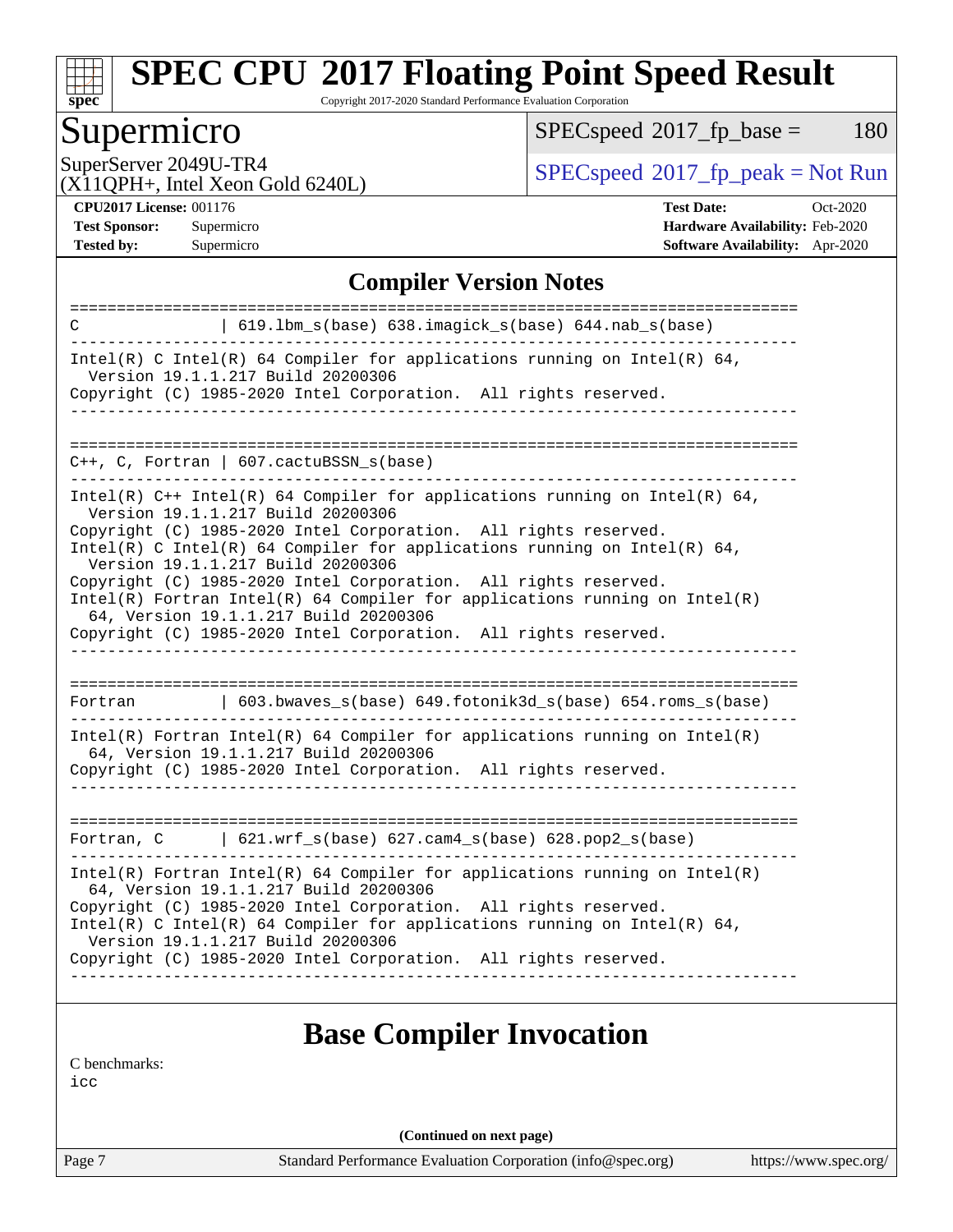## Compiler Version Notes

```
==============================================================================
C               | 619.lbm_s(base) 638.imagick_s(base) 644.nab_s(base)
------------------------------------------------------------------------------
Intel(R) C Intel(R) 64 Compiler for applications running on Intel(R) 64,
  Version 19.1.1.217 Build 20200306
Copyright (C) 1985-2020 Intel Corporation.  All rights reserved.
------------------------------------------------------------------------------

==============================================================================
C++, C, Fortran | 607.cactuBSSN_s(base)
------------------------------------------------------------------------------
Intel(R) C++ Intel(R) 64 Compiler for applications running on Intel(R) 64,
  Version 19.1.1.217 Build 20200306
Copyright (C) 1985-2020 Intel Corporation.  All rights reserved.
Intel(R) C Intel(R) 64 Compiler for applications running on Intel(R) 64,
  Version 19.1.1.217 Build 20200306
Copyright (C) 1985-2020 Intel Corporation.  All rights reserved.
Intel(R) Fortran Intel(R) 64 Compiler for applications running on Intel(R)
  64, Version 19.1.1.217 Build 20200306
Copyright (C) 1985-2020 Intel Corporation.  All rights reserved.
------------------------------------------------------------------------------

==============================================================================
Fortran         | 603.bwaves_s(base) 649.fotonik3d_s(base) 654.roms_s(base)
------------------------------------------------------------------------------
Intel(R) Fortran Intel(R) 64 Compiler for applications running on Intel(R)
  64, Version 19.1.1.217 Build 20200306
Copyright (C) 1985-2020 Intel Corporation.  All rights reserved.
------------------------------------------------------------------------------

==============================================================================
Fortran, C      | 621.wrf_s(base) 627.cam4_s(base) 628.pop2_s(base)
------------------------------------------------------------------------------
Intel(R) Fortran Intel(R) 64 Compiler for applications running on Intel(R)
  64, Version 19.1.1.217 Build 20200306
Copyright (C) 1985-2020 Intel Corporation.  All rights reserved.
Intel(R) C Intel(R) 64 Compiler for applications running on Intel(R) 64,
  Version 19.1.1.217 Build 20200306
Copyright (C) 1985-2020 Intel Corporation.  All rights reserved.
------------------------------------------------------------------------------
```

## Base Compiler Invocation

C benchmarks:
icc

(Continued on next page)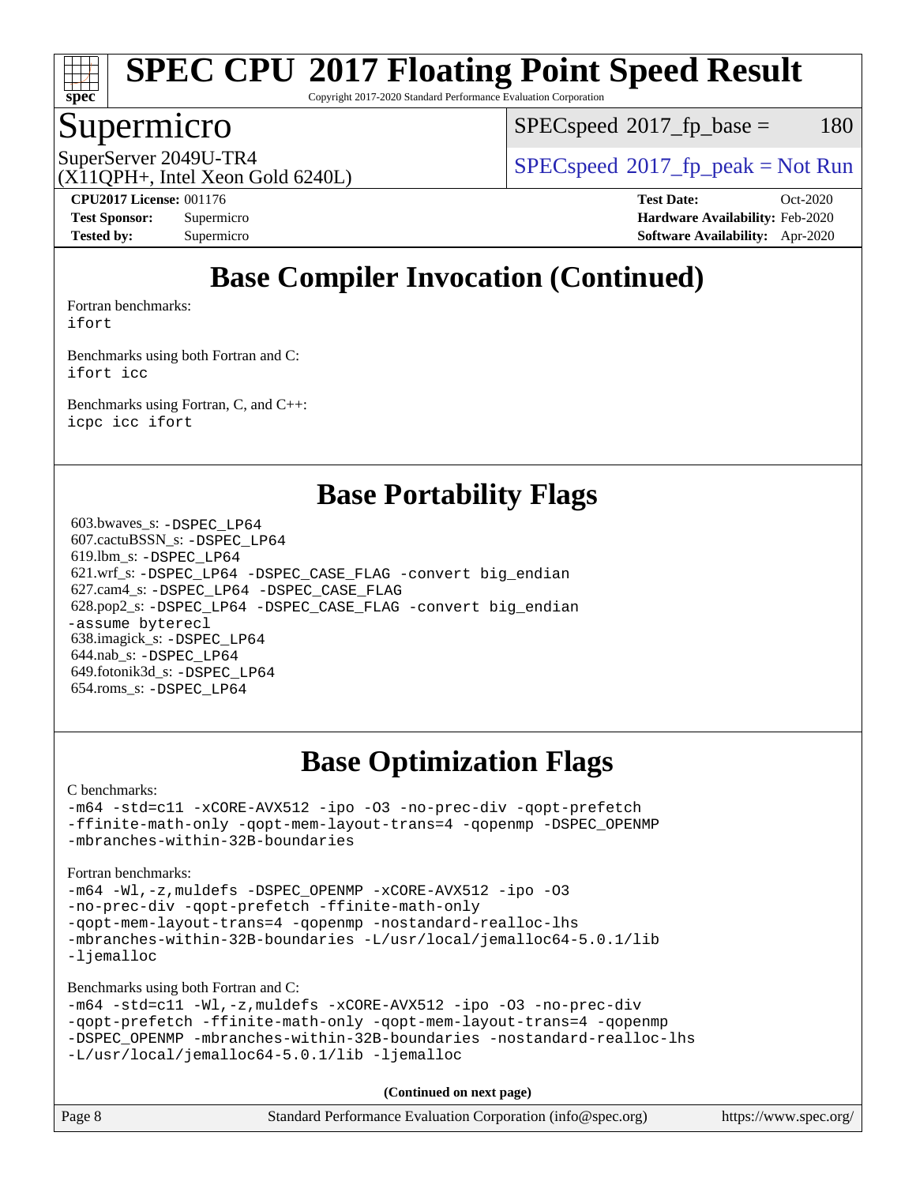# SPEC CPU 2017 Floating Point Speed Result

Copyright 2017-2020 Standard Performance Evaluation Corporation

## Supermicro

SuperServer 2049U-TR4
(X11QPH+, Intel Xeon Gold 6240L)

SPECspeed 2017_fp_base = 180

SPECspeed 2017_fp_peak = Not Run

**CPU2017 License:** 001176
**Test Sponsor:** Supermicro
**Tested by:** Supermicro

**Test Date:** Oct-2020
**Hardware Availability:** Feb-2020
**Software Availability:** Apr-2020

## Base Compiler Invocation (Continued)

Fortran benchmarks:
```
ifort
```

Benchmarks using both Fortran and C:
```
ifort icc
```

Benchmarks using Fortran, C, and C++:
```
icpc icc ifort
```

## Base Portability Flags

603.bwaves_s: `-DSPEC_LP64`
607.cactuBSSN_s: `-DSPEC_LP64`
619.lbm_s: `-DSPEC_LP64`
621.wrf_s: `-DSPEC_LP64 -DSPEC_CASE_FLAG -convert big_endian`
627.cam4_s: `-DSPEC_LP64 -DSPEC_CASE_FLAG`
628.pop2_s: `-DSPEC_LP64 -DSPEC_CASE_FLAG -convert big_endian -assume byterecl`
638.imagick_s: `-DSPEC_LP64`
644.nab_s: `-DSPEC_LP64`
649.fotonik3d_s: `-DSPEC_LP64`
654.roms_s: `-DSPEC_LP64`

## Base Optimization Flags

C benchmarks:
```
-m64 -std=c11 -xCORE-AVX512 -ipo -O3 -no-prec-div -qopt-prefetch
-ffinite-math-only -qopt-mem-layout-trans=4 -qopenmp -DSPEC_OPENMP
-mbranches-within-32B-boundaries
```

Fortran benchmarks:
```
-m64 -Wl,-z,muldefs -DSPEC_OPENMP -xCORE-AVX512 -ipo -O3
-no-prec-div -qopt-prefetch -ffinite-math-only
-qopt-mem-layout-trans=4 -qopenmp -nostandard-realloc-lhs
-mbranches-within-32B-boundaries -L/usr/local/jemalloc64-5.0.1/lib
-ljemalloc
```

Benchmarks using both Fortran and C:
```
-m64 -std=c11 -Wl,-z,muldefs -xCORE-AVX512 -ipo -O3 -no-prec-div
-qopt-prefetch -ffinite-math-only -qopt-mem-layout-trans=4 -qopenmp
-DSPEC_OPENMP -mbranches-within-32B-boundaries -nostandard-realloc-lhs
-L/usr/local/jemalloc64-5.0.1/lib -ljemalloc
```

**(Continued on next page)**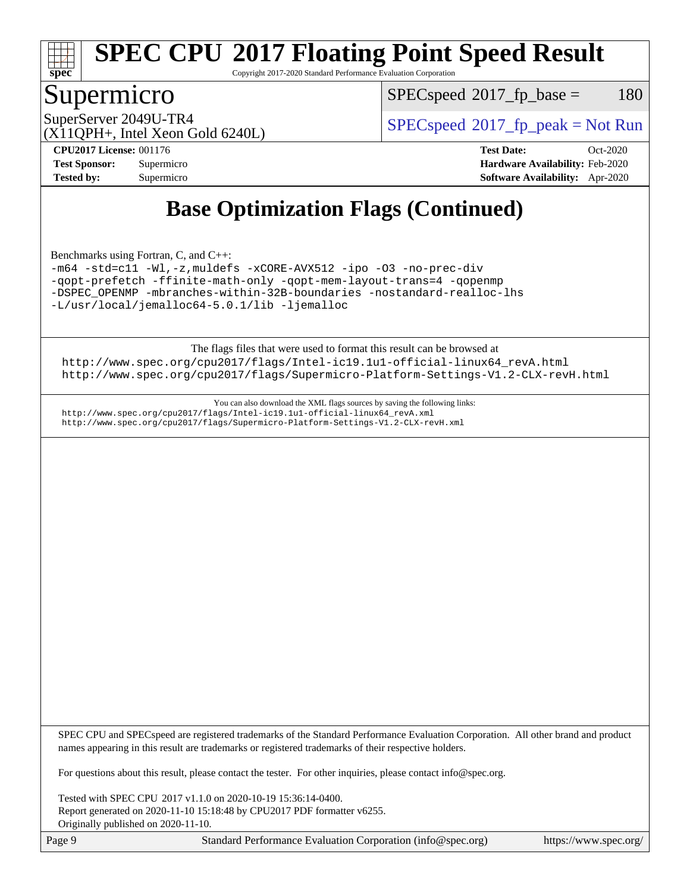# Base Optimization Flags (Continued)

Benchmarks using Fortran, C, and C++:

```
-m64 -std=c11 -Wl,-z,muldefs -xCORE-AVX512 -ipo -O3 -no-prec-div
-qopt-prefetch -ffinite-math-only -qopt-mem-layout-trans=4 -qopenmp
-DSPEC_OPENMP -mbranches-within-32B-boundaries -nostandard-realloc-lhs
-L/usr/local/jemalloc64-5.0.1/lib -ljemalloc
```

The flags files that were used to format this result can be browsed at

http://www.spec.org/cpu2017/flags/Intel-ic19.1u1-official-linux64_revA.html
http://www.spec.org/cpu2017/flags/Supermicro-Platform-Settings-V1.2-CLX-revH.html

You can also download the XML flags sources by saving the following links:

http://www.spec.org/cpu2017/flags/Intel-ic19.1u1-official-linux64_revA.xml
http://www.spec.org/cpu2017/flags/Supermicro-Platform-Settings-V1.2-CLX-revH.xml

SPEC CPU and SPECspeed are registered trademarks of the Standard Performance Evaluation Corporation. All other brand and product names appearing in this result are trademarks or registered trademarks of their respective holders.

For questions about this result, please contact the tester. For other inquiries, please contact info@spec.org.

Tested with SPEC CPU 2017 v1.1.0 on 2020-10-19 15:36:14-0400.
Report generated on 2020-11-10 15:18:48 by CPU2017 PDF formatter v6255.
Originally published on 2020-11-10.